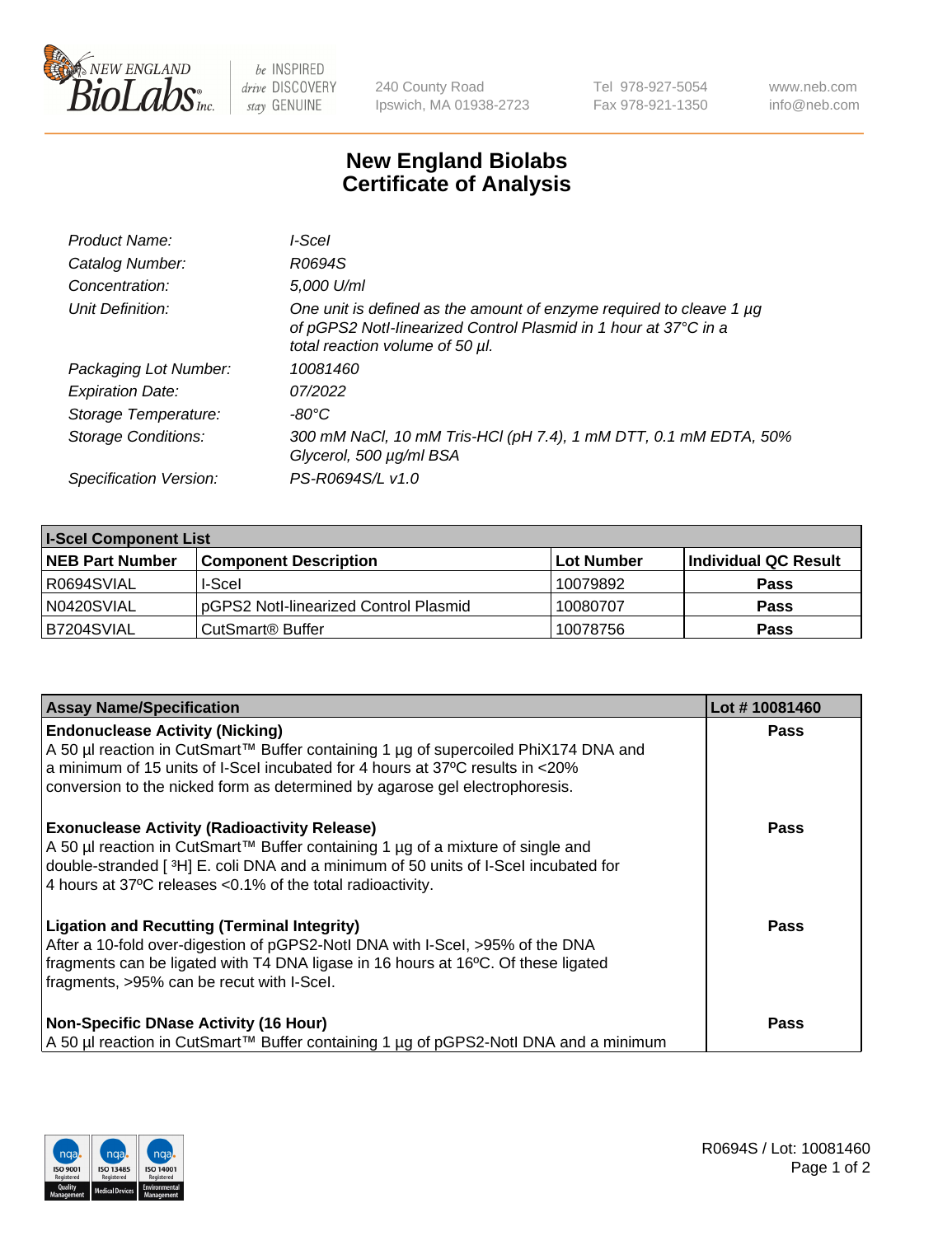New England Biolabs Inc. — be INSPIRED drive DISCOVERY stay GENUINE

240 County Road
Ipswich, MA 01938-2723

Tel 978-927-5054
Fax 978-921-1350

www.neb.com
info@neb.com

# New England Biolabs Certificate of Analysis

| | |
|---|---|
| *Product Name:* | *I-SceI* |
| *Catalog Number:* | *R0694S* |
| *Concentration:* | *5,000 U/ml* |
| *Unit Definition:* | *One unit is defined as the amount of enzyme required to cleave 1 µg of pGPS2 NotI-linearized Control Plasmid in 1 hour at 37°C in a total reaction volume of 50 µl.* |
| *Packaging Lot Number:* | *10081460* |
| *Expiration Date:* | *07/2022* |
| *Storage Temperature:* | *-80°C* |
| *Storage Conditions:* | *300 mM NaCl, 10 mM Tris-HCl (pH 7.4), 1 mM DTT, 0.1 mM EDTA, 50% Glycerol, 500 µg/ml BSA* |
| *Specification Version:* | *PS-R0694S/L v1.0* |

| I-SceI Component List | | | |
|---|---|---|---|
| **NEB Part Number** | **Component Description** | **Lot Number** | **Individual QC Result** |
| R0694SVIAL | I-SceI | 10079892 | Pass |
| N0420SVIAL | pGPS2 NotI-linearized Control Plasmid | 10080707 | Pass |
| B7204SVIAL | CutSmart® Buffer | 10078756 | Pass |

| Assay Name/Specification | Lot # 10081460 |
|---|---|
| **Endonuclease Activity (Nicking)** A 50 µl reaction in CutSmart™ Buffer containing 1 µg of supercoiled PhiX174 DNA and a minimum of 15 units of I-SceI incubated for 4 hours at 37ºC results in <20% conversion to the nicked form as determined by agarose gel electrophoresis. | Pass |
| **Exonuclease Activity (Radioactivity Release)** A 50 µl reaction in CutSmart™ Buffer containing 1 µg of a mixture of single and double-stranded [$^{3}$H] E. coli DNA and a minimum of 50 units of I-SceI incubated for 4 hours at 37ºC releases <0.1% of the total radioactivity. | Pass |
| **Ligation and Recutting (Terminal Integrity)** After a 10-fold over-digestion of pGPS2-NotI DNA with I-SceI, >95% of the DNA fragments can be ligated with T4 DNA ligase in 16 hours at 16ºC. Of these ligated fragments, >95% can be recut with I-SceI. | Pass |
| **Non-Specific DNase Activity (16 Hour)** A 50 µl reaction in CutSmart™ Buffer containing 1 µg of pGPS2-NotI DNA and a minimum | Pass |

R0694S / Lot: 10081460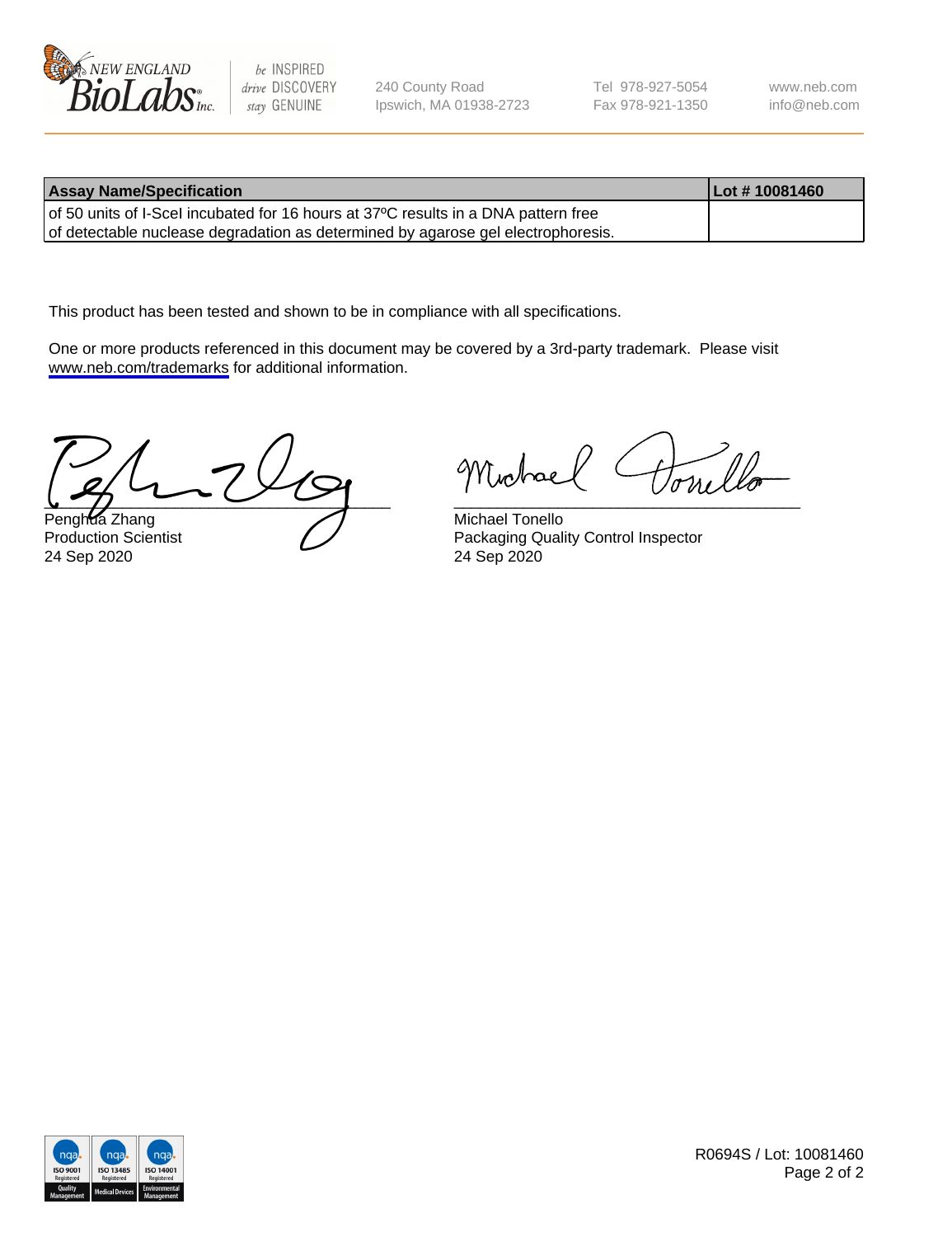| Assay Name/Specification | Lot # 10081460 |
|---|---|
| of 50 units of I-SceI incubated for 16 hours at 37ºC results in a DNA pattern free of detectable nuclease degradation as determined by agarose gel electrophoresis. | |

This product has been tested and shown to be in compliance with all specifications.

One or more products referenced in this document may be covered by a 3rd-party trademark. Please visit www.neb.com/trademarks for additional information.

Penghua Zhang
Production Scientist
24 Sep 2020

Michael Tonello
Packaging Quality Control Inspector
24 Sep 2020

R0694S / Lot: 10081460